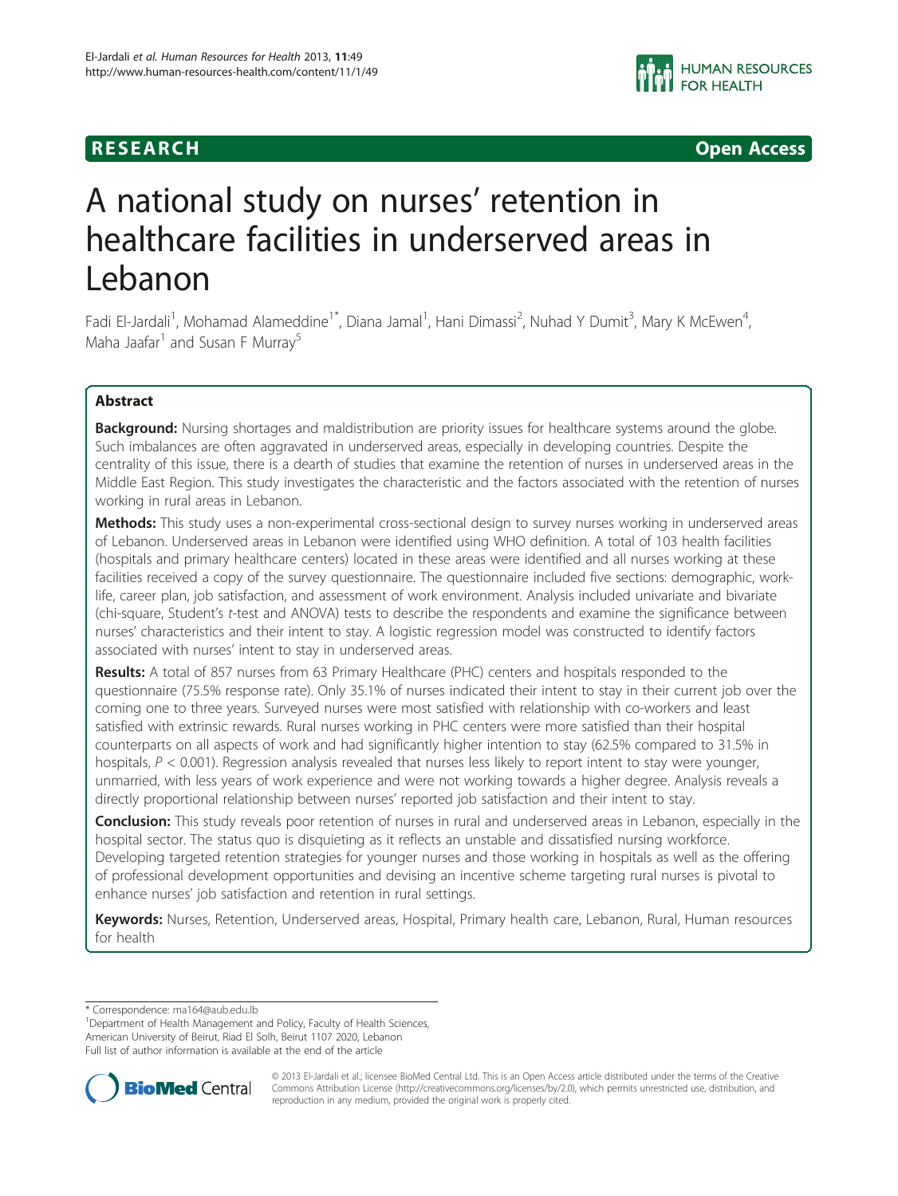RESEARCH Open Access

# A national study on nurses' retention in healthcare facilities in underserved areas in Lebanon

Fadi El-Jardali[1], Mohamad Alameddine[1*], Diana Jamal[1], Hani Dimassi[2], Nuhad Y Dumit[3], Mary K McEwen[4], Maha Jaafar[1] and Susan F Murray[5]

## Abstract

**Background:** Nursing shortages and maldistribution are priority issues for healthcare systems around the globe. Such imbalances are often aggravated in underserved areas, especially in developing countries. Despite the centrality of this issue, there is a dearth of studies that examine the retention of nurses in underserved areas in the Middle East Region. This study investigates the characteristic and the factors associated with the retention of nurses working in rural areas in Lebanon.

**Methods:** This study uses a non-experimental cross-sectional design to survey nurses working in underserved areas of Lebanon. Underserved areas in Lebanon were identified using WHO definition. A total of 103 health facilities (hospitals and primary healthcare centers) located in these areas were identified and all nurses working at these facilities received a copy of the survey questionnaire. The questionnaire included five sections: demographic, work-life, career plan, job satisfaction, and assessment of work environment. Analysis included univariate and bivariate (chi-square, Student's *t*-test and ANOVA) tests to describe the respondents and examine the significance between nurses' characteristics and their intent to stay. A logistic regression model was constructed to identify factors associated with nurses' intent to stay in underserved areas.

**Results:** A total of 857 nurses from 63 Primary Healthcare (PHC) centers and hospitals responded to the questionnaire (75.5% response rate). Only 35.1% of nurses indicated their intent to stay in their current job over the coming one to three years. Surveyed nurses were most satisfied with relationship with co-workers and least satisfied with extrinsic rewards. Rural nurses working in PHC centers were more satisfied than their hospital counterparts on all aspects of work and had significantly higher intention to stay (62.5% compared to 31.5% in hospitals, $P < 0.001$). Regression analysis revealed that nurses less likely to report intent to stay were younger, unmarried, with less years of work experience and were not working towards a higher degree. Analysis reveals a directly proportional relationship between nurses' reported job satisfaction and their intent to stay.

**Conclusion:** This study reveals poor retention of nurses in rural and underserved areas in Lebanon, especially in the hospital sector. The status quo is disquieting as it reflects an unstable and dissatisfied nursing workforce. Developing targeted retention strategies for younger nurses and those working in hospitals as well as the offering of professional development opportunities and devising an incentive scheme targeting rural nurses is pivotal to enhance nurses' job satisfaction and retention in rural settings.

**Keywords:** Nurses, Retention, Underserved areas, Hospital, Primary health care, Lebanon, Rural, Human resources for health

---

\* Correspondence: ma164@aub.edu.lb
[1]Department of Health Management and Policy, Faculty of Health Sciences, American University of Beirut, Riad El Solh, Beirut 1107 2020, Lebanon
Full list of author information is available at the end of the article

© 2013 El-Jardali et al.; licensee BioMed Central Ltd. This is an Open Access article distributed under the terms of the Creative Commons Attribution License (http://creativecommons.org/licenses/by/2.0), which permits unrestricted use, distribution, and reproduction in any medium, provided the original work is properly cited.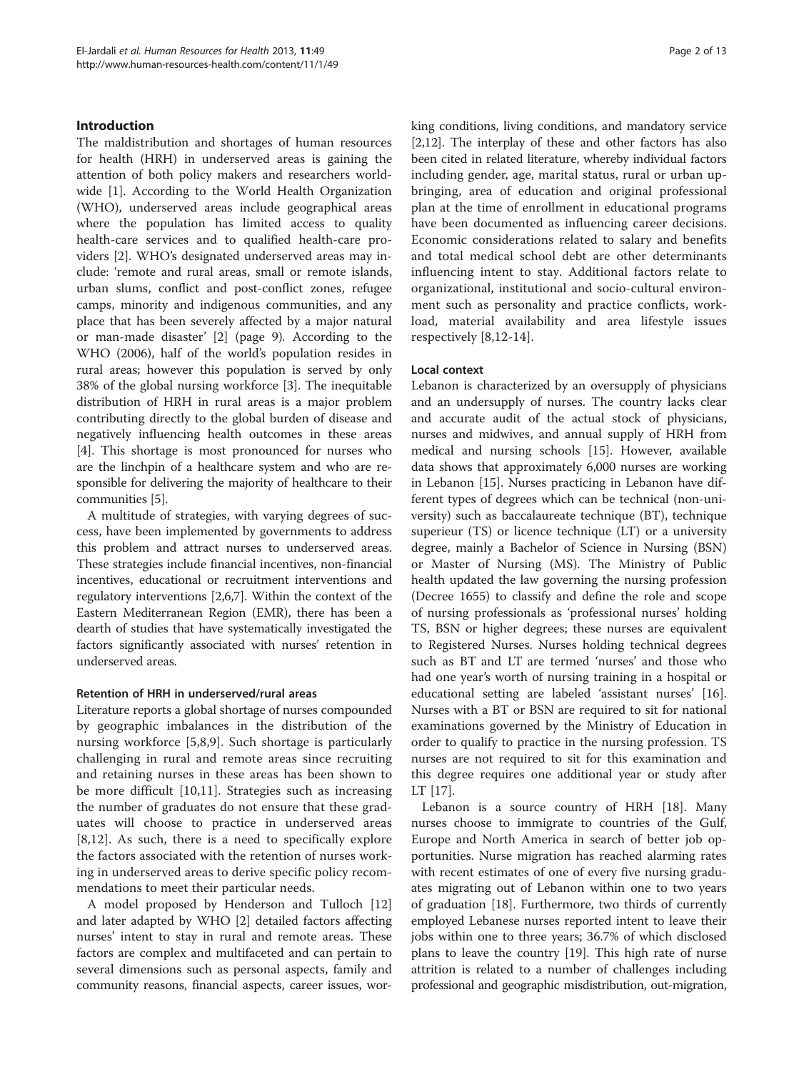## Introduction

The maldistribution and shortages of human resources for health (HRH) in underserved areas is gaining the attention of both policy makers and researchers worldwide [1]. According to the World Health Organization (WHO), underserved areas include geographical areas where the population has limited access to quality health-care services and to qualified health-care providers [2]. WHO's designated underserved areas may include: 'remote and rural areas, small or remote islands, urban slums, conflict and post-conflict zones, refugee camps, minority and indigenous communities, and any place that has been severely affected by a major natural or man-made disaster' [2] (page 9). According to the WHO (2006), half of the world's population resides in rural areas; however this population is served by only 38% of the global nursing workforce [3]. The inequitable distribution of HRH in rural areas is a major problem contributing directly to the global burden of disease and negatively influencing health outcomes in these areas [4]. This shortage is most pronounced for nurses who are the linchpin of a healthcare system and who are responsible for delivering the majority of healthcare to their communities [5].

A multitude of strategies, with varying degrees of success, have been implemented by governments to address this problem and attract nurses to underserved areas. These strategies include financial incentives, non-financial incentives, educational or recruitment interventions and regulatory interventions [2,6,7]. Within the context of the Eastern Mediterranean Region (EMR), there has been a dearth of studies that have systematically investigated the factors significantly associated with nurses' retention in underserved areas.

### Retention of HRH in underserved/rural areas

Literature reports a global shortage of nurses compounded by geographic imbalances in the distribution of the nursing workforce [5,8,9]. Such shortage is particularly challenging in rural and remote areas since recruiting and retaining nurses in these areas has been shown to be more difficult [10,11]. Strategies such as increasing the number of graduates do not ensure that these graduates will choose to practice in underserved areas [8,12]. As such, there is a need to specifically explore the factors associated with the retention of nurses working in underserved areas to derive specific policy recommendations to meet their particular needs.

A model proposed by Henderson and Tulloch [12] and later adapted by WHO [2] detailed factors affecting nurses' intent to stay in rural and remote areas. These factors are complex and multifaceted and can pertain to several dimensions such as personal aspects, family and community reasons, financial aspects, career issues, working conditions, living conditions, and mandatory service [2,12]. The interplay of these and other factors has also been cited in related literature, whereby individual factors including gender, age, marital status, rural or urban upbringing, area of education and original professional plan at the time of enrollment in educational programs have been documented as influencing career decisions. Economic considerations related to salary and benefits and total medical school debt are other determinants influencing intent to stay. Additional factors relate to organizational, institutional and socio-cultural environment such as personality and practice conflicts, workload, material availability and area lifestyle issues respectively [8,12-14].

### Local context

Lebanon is characterized by an oversupply of physicians and an undersupply of nurses. The country lacks clear and accurate audit of the actual stock of physicians, nurses and midwives, and annual supply of HRH from medical and nursing schools [15]. However, available data shows that approximately 6,000 nurses are working in Lebanon [15]. Nurses practicing in Lebanon have different types of degrees which can be technical (non-university) such as baccalaureate technique (BT), technique superieur (TS) or licence technique (LT) or a university degree, mainly a Bachelor of Science in Nursing (BSN) or Master of Nursing (MS). The Ministry of Public health updated the law governing the nursing profession (Decree 1655) to classify and define the role and scope of nursing professionals as 'professional nurses' holding TS, BSN or higher degrees; these nurses are equivalent to Registered Nurses. Nurses holding technical degrees such as BT and LT are termed 'nurses' and those who had one year's worth of nursing training in a hospital or educational setting are labeled 'assistant nurses' [16]. Nurses with a BT or BSN are required to sit for national examinations governed by the Ministry of Education in order to qualify to practice in the nursing profession. TS nurses are not required to sit for this examination and this degree requires one additional year or study after LT [17].

Lebanon is a source country of HRH [18]. Many nurses choose to immigrate to countries of the Gulf, Europe and North America in search of better job opportunities. Nurse migration has reached alarming rates with recent estimates of one of every five nursing graduates migrating out of Lebanon within one to two years of graduation [18]. Furthermore, two thirds of currently employed Lebanese nurses reported intent to leave their jobs within one to three years; 36.7% of which disclosed plans to leave the country [19]. This high rate of nurse attrition is related to a number of challenges including professional and geographic misdistribution, out-migration,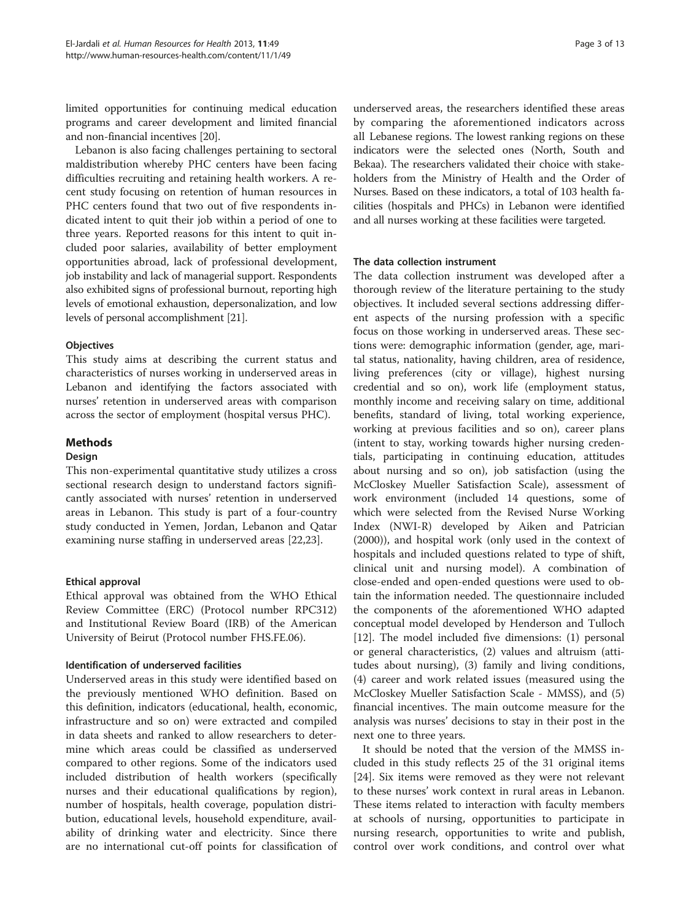limited opportunities for continuing medical education programs and career development and limited financial and non-financial incentives [20].

Lebanon is also facing challenges pertaining to sectoral maldistribution whereby PHC centers have been facing difficulties recruiting and retaining health workers. A recent study focusing on retention of human resources in PHC centers found that two out of five respondents indicated intent to quit their job within a period of one to three years. Reported reasons for this intent to quit included poor salaries, availability of better employment opportunities abroad, lack of professional development, job instability and lack of managerial support. Respondents also exhibited signs of professional burnout, reporting high levels of emotional exhaustion, depersonalization, and low levels of personal accomplishment [21].

### Objectives

This study aims at describing the current status and characteristics of nurses working in underserved areas in Lebanon and identifying the factors associated with nurses' retention in underserved areas with comparison across the sector of employment (hospital versus PHC).

## Methods

### Design

This non-experimental quantitative study utilizes a cross sectional research design to understand factors significantly associated with nurses' retention in underserved areas in Lebanon. This study is part of a four-country study conducted in Yemen, Jordan, Lebanon and Qatar examining nurse staffing in underserved areas [22,23].

### Ethical approval

Ethical approval was obtained from the WHO Ethical Review Committee (ERC) (Protocol number RPC312) and Institutional Review Board (IRB) of the American University of Beirut (Protocol number FHS.FE.06).

### Identification of underserved facilities

Underserved areas in this study were identified based on the previously mentioned WHO definition. Based on this definition, indicators (educational, health, economic, infrastructure and so on) were extracted and compiled in data sheets and ranked to allow researchers to determine which areas could be classified as underserved compared to other regions. Some of the indicators used included distribution of health workers (specifically nurses and their educational qualifications by region), number of hospitals, health coverage, population distribution, educational levels, household expenditure, availability of drinking water and electricity. Since there are no international cut-off points for classification of underserved areas, the researchers identified these areas by comparing the aforementioned indicators across all Lebanese regions. The lowest ranking regions on these indicators were the selected ones (North, South and Bekaa). The researchers validated their choice with stakeholders from the Ministry of Health and the Order of Nurses. Based on these indicators, a total of 103 health facilities (hospitals and PHCs) in Lebanon were identified and all nurses working at these facilities were targeted.

### The data collection instrument

The data collection instrument was developed after a thorough review of the literature pertaining to the study objectives. It included several sections addressing different aspects of the nursing profession with a specific focus on those working in underserved areas. These sections were: demographic information (gender, age, marital status, nationality, having children, area of residence, living preferences (city or village), highest nursing credential and so on), work life (employment status, monthly income and receiving salary on time, additional benefits, standard of living, total working experience, working at previous facilities and so on), career plans (intent to stay, working towards higher nursing credentials, participating in continuing education, attitudes about nursing and so on), job satisfaction (using the McCloskey Mueller Satisfaction Scale), assessment of work environment (included 14 questions, some of which were selected from the Revised Nurse Working Index (NWI-R) developed by Aiken and Patrician (2000)), and hospital work (only used in the context of hospitals and included questions related to type of shift, clinical unit and nursing model). A combination of close-ended and open-ended questions were used to obtain the information needed. The questionnaire included the components of the aforementioned WHO adapted conceptual model developed by Henderson and Tulloch [12]. The model included five dimensions: (1) personal or general characteristics, (2) values and altruism (attitudes about nursing), (3) family and living conditions, (4) career and work related issues (measured using the McCloskey Mueller Satisfaction Scale - MMSS), and (5) financial incentives. The main outcome measure for the analysis was nurses' decisions to stay in their post in the next one to three years.

It should be noted that the version of the MMSS included in this study reflects 25 of the 31 original items [24]. Six items were removed as they were not relevant to these nurses' work context in rural areas in Lebanon. These items related to interaction with faculty members at schools of nursing, opportunities to participate in nursing research, opportunities to write and publish, control over work conditions, and control over what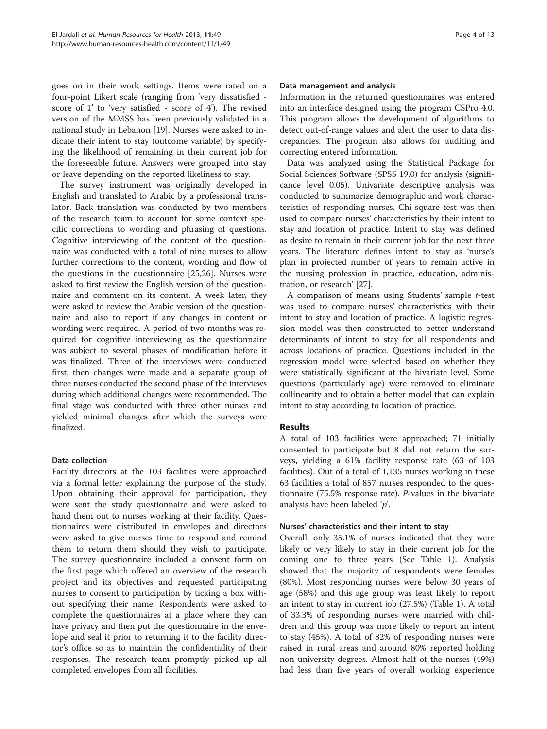goes on in their work settings. Items were rated on a four-point Likert scale (ranging from 'very dissatisfied - score of 1' to 'very satisfied - score of 4'). The revised version of the MMSS has been previously validated in a national study in Lebanon [19]. Nurses were asked to indicate their intent to stay (outcome variable) by specifying the likelihood of remaining in their current job for the foreseeable future. Answers were grouped into stay or leave depending on the reported likeliness to stay.

The survey instrument was originally developed in English and translated to Arabic by a professional translator. Back translation was conducted by two members of the research team to account for some context specific corrections to wording and phrasing of questions. Cognitive interviewing of the content of the questionnaire was conducted with a total of nine nurses to allow further corrections to the content, wording and flow of the questions in the questionnaire [25,26]. Nurses were asked to first review the English version of the questionnaire and comment on its content. A week later, they were asked to review the Arabic version of the questionnaire and also to report if any changes in content or wording were required. A period of two months was required for cognitive interviewing as the questionnaire was subject to several phases of modification before it was finalized. Three of the interviews were conducted first, then changes were made and a separate group of three nurses conducted the second phase of the interviews during which additional changes were recommended. The final stage was conducted with three other nurses and yielded minimal changes after which the surveys were finalized.

### Data collection

Facility directors at the 103 facilities were approached via a formal letter explaining the purpose of the study. Upon obtaining their approval for participation, they were sent the study questionnaire and were asked to hand them out to nurses working at their facility. Questionnaires were distributed in envelopes and directors were asked to give nurses time to respond and remind them to return them should they wish to participate. The survey questionnaire included a consent form on the first page which offered an overview of the research project and its objectives and requested participating nurses to consent to participation by ticking a box without specifying their name. Respondents were asked to complete the questionnaires at a place where they can have privacy and then put the questionnaire in the envelope and seal it prior to returning it to the facility director's office so as to maintain the confidentiality of their responses. The research team promptly picked up all completed envelopes from all facilities.

### Data management and analysis

Information in the returned questionnaires was entered into an interface designed using the program CSPro 4.0. This program allows the development of algorithms to detect out-of-range values and alert the user to data discrepancies. The program also allows for auditing and correcting entered information.

Data was analyzed using the Statistical Package for Social Sciences Software (SPSS 19.0) for analysis (significance level 0.05). Univariate descriptive analysis was conducted to summarize demographic and work characteristics of responding nurses. Chi-square test was then used to compare nurses' characteristics by their intent to stay and location of practice. Intent to stay was defined as desire to remain in their current job for the next three years. The literature defines intent to stay as 'nurse's plan in projected number of years to remain active in the nursing profession in practice, education, administration, or research' [27].

A comparison of means using Students' sample *t*-test was used to compare nurses' characteristics with their intent to stay and location of practice. A logistic regression model was then constructed to better understand determinants of intent to stay for all respondents and across locations of practice. Questions included in the regression model were selected based on whether they were statistically significant at the bivariate level. Some questions (particularly age) were removed to eliminate collinearity and to obtain a better model that can explain intent to stay according to location of practice.

## Results

A total of 103 facilities were approached; 71 initially consented to participate but 8 did not return the surveys, yielding a 61% facility response rate (63 of 103 facilities). Out of a total of 1,135 nurses working in these 63 facilities a total of 857 nurses responded to the questionnaire (75.5% response rate). *P*-values in the bivariate analysis have been labeled '*p*'.

### Nurses' characteristics and their intent to stay

Overall, only 35.1% of nurses indicated that they were likely or very likely to stay in their current job for the coming one to three years (See Table 1). Analysis showed that the majority of respondents were females (80%). Most responding nurses were below 30 years of age (58%) and this age group was least likely to report an intent to stay in current job (27.5%) (Table 1). A total of 33.3% of responding nurses were married with children and this group was more likely to report an intent to stay (45%). A total of 82% of responding nurses were raised in rural areas and around 80% reported holding non-university degrees. Almost half of the nurses (49%) had less than five years of overall working experience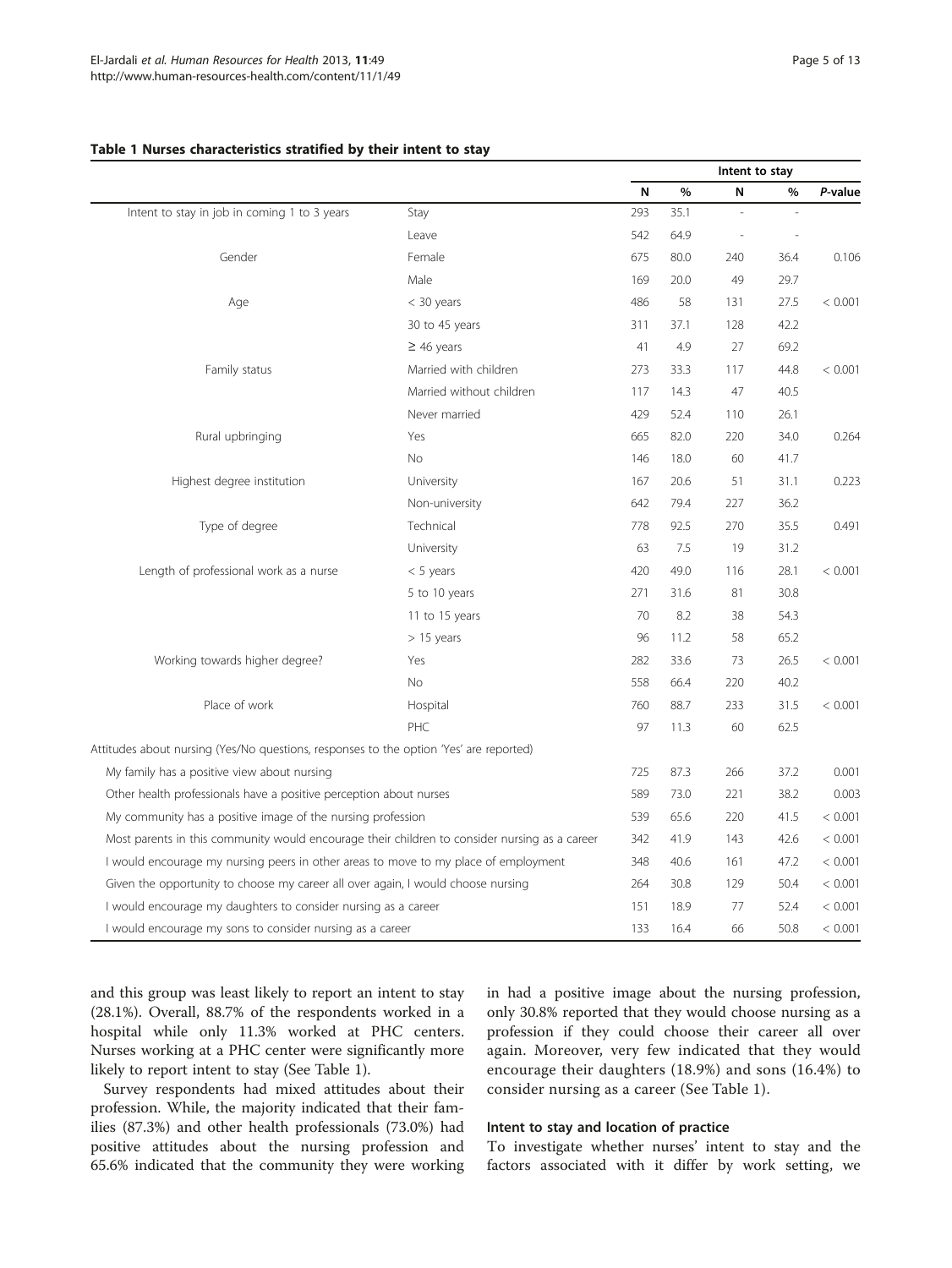**Table 1 Nurses characteristics stratified by their intent to stay**

| | | | | Intent to stay | | |
|---|---|---|---|---|---|---|
| | | N | % | N | % | *P*-value |
| Intent to stay in job in coming 1 to 3 years | Stay | 293 | 35.1 | - | - | |
| | Leave | 542 | 64.9 | - | - | |
| Gender | Female | 675 | 80.0 | 240 | 36.4 | 0.106 |
| | Male | 169 | 20.0 | 49 | 29.7 | |
| Age | < 30 years | 486 | 58 | 131 | 27.5 | < 0.001 |
| | 30 to 45 years | 311 | 37.1 | 128 | 42.2 | |
| | ≥ 46 years | 41 | 4.9 | 27 | 69.2 | |
| Family status | Married with children | 273 | 33.3 | 117 | 44.8 | < 0.001 |
| | Married without children | 117 | 14.3 | 47 | 40.5 | |
| | Never married | 429 | 52.4 | 110 | 26.1 | |
| Rural upbringing | Yes | 665 | 82.0 | 220 | 34.0 | 0.264 |
| | No | 146 | 18.0 | 60 | 41.7 | |
| Highest degree institution | University | 167 | 20.6 | 51 | 31.1 | 0.223 |
| | Non-university | 642 | 79.4 | 227 | 36.2 | |
| Type of degree | Technical | 778 | 92.5 | 270 | 35.5 | 0.491 |
| | University | 63 | 7.5 | 19 | 31.2 | |
| Length of professional work as a nurse | < 5 years | 420 | 49.0 | 116 | 28.1 | < 0.001 |
| | 5 to 10 years | 271 | 31.6 | 81 | 30.8 | |
| | 11 to 15 years | 70 | 8.2 | 38 | 54.3 | |
| | > 15 years | 96 | 11.2 | 58 | 65.2 | |
| Working towards higher degree? | Yes | 282 | 33.6 | 73 | 26.5 | < 0.001 |
| | No | 558 | 66.4 | 220 | 40.2 | |
| Place of work | Hospital | 760 | 88.7 | 233 | 31.5 | < 0.001 |
| | PHC | 97 | 11.3 | 60 | 62.5 | |
| Attitudes about nursing (Yes/No questions, responses to the option 'Yes' are reported) | | | | | | |
| My family has a positive view about nursing | | 725 | 87.3 | 266 | 37.2 | 0.001 |
| Other health professionals have a positive perception about nurses | | 589 | 73.0 | 221 | 38.2 | 0.003 |
| My community has a positive image of the nursing profession | | 539 | 65.6 | 220 | 41.5 | < 0.001 |
| Most parents in this community would encourage their children to consider nursing as a career | | 342 | 41.9 | 143 | 42.6 | < 0.001 |
| I would encourage my nursing peers in other areas to move to my place of employment | | 348 | 40.6 | 161 | 47.2 | < 0.001 |
| Given the opportunity to choose my career all over again, I would choose nursing | | 264 | 30.8 | 129 | 50.4 | < 0.001 |
| I would encourage my daughters to consider nursing as a career | | 151 | 18.9 | 77 | 52.4 | < 0.001 |
| I would encourage my sons to consider nursing as a career | | 133 | 16.4 | 66 | 50.8 | < 0.001 |

and this group was least likely to report an intent to stay (28.1%). Overall, 88.7% of the respondents worked in a hospital while only 11.3% worked at PHC centers. Nurses working at a PHC center were significantly more likely to report intent to stay (See Table 1).

Survey respondents had mixed attitudes about their profession. While, the majority indicated that their families (87.3%) and other health professionals (73.0%) had positive attitudes about the nursing profession and 65.6% indicated that the community they were working in had a positive image about the nursing profession, only 30.8% reported that they would choose nursing as a profession if they could choose their career all over again. Moreover, very few indicated that they would encourage their daughters (18.9%) and sons (16.4%) to consider nursing as a career (See Table 1).

### Intent to stay and location of practice

To investigate whether nurses' intent to stay and the factors associated with it differ by work setting, we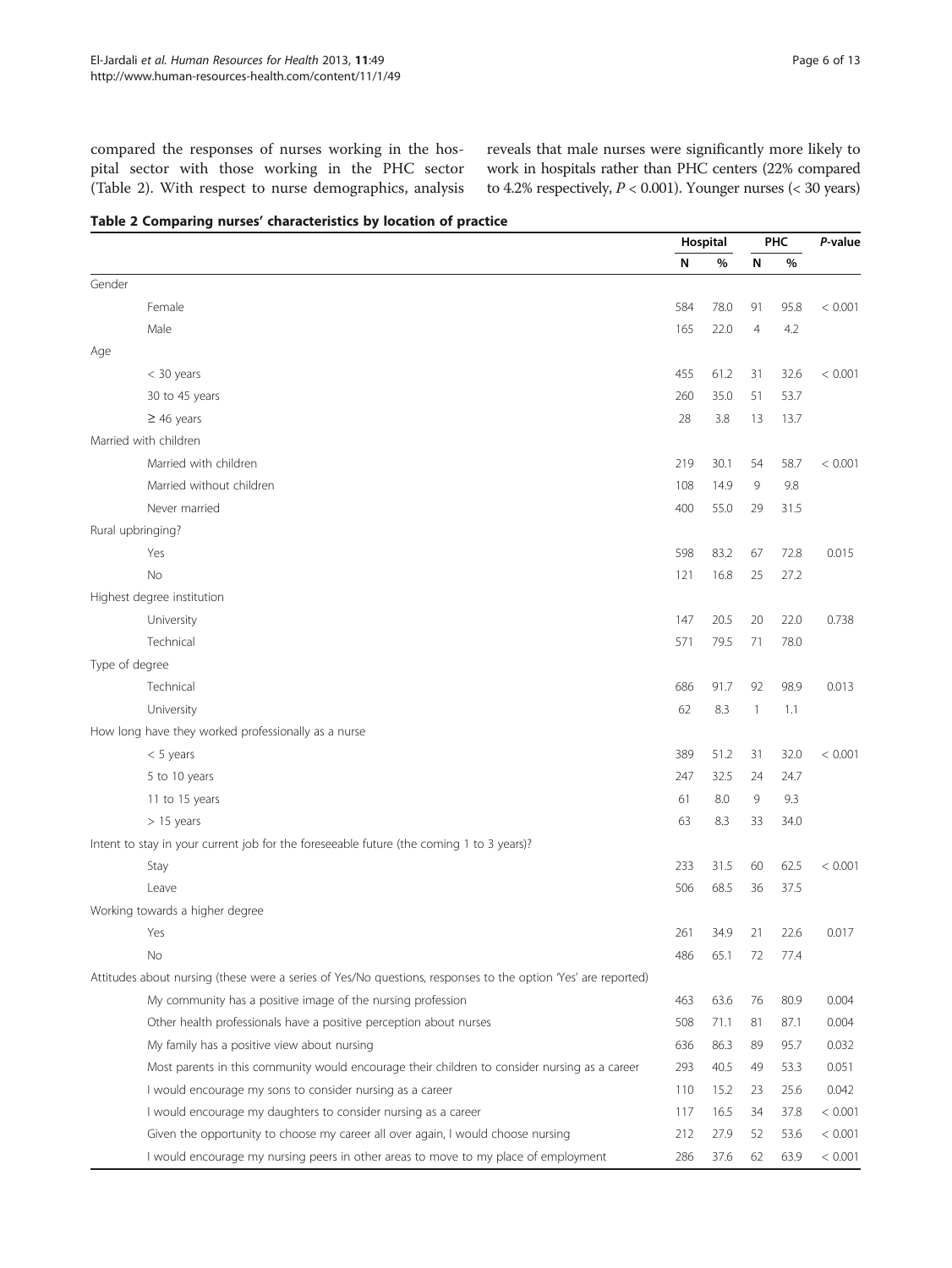compared the responses of nurses working in the hospital sector with those working in the PHC sector (Table 2). With respect to nurse demographics, analysis reveals that male nurses were significantly more likely to work in hospitals rather than PHC centers (22% compared to 4.2% respectively, $P < 0.001$). Younger nurses (< 30 years)

**Table 2 Comparing nurses' characteristics by location of practice**

| | Hospital | | PHC | | *P*-value |
|---|---|---|---|---|---|
| | N | % | N | % | |
| **Gender** | | | | | |
| Female | 584 | 78.0 | 91 | 95.8 | < 0.001 |
| Male | 165 | 22.0 | 4 | 4.2 | |
| **Age** | | | | | |
| < 30 years | 455 | 61.2 | 31 | 32.6 | < 0.001 |
| 30 to 45 years | 260 | 35.0 | 51 | 53.7 | |
| ≥ 46 years | 28 | 3.8 | 13 | 13.7 | |
| **Married with children** | | | | | |
| Married with children | 219 | 30.1 | 54 | 58.7 | < 0.001 |
| Married without children | 108 | 14.9 | 9 | 9.8 | |
| Never married | 400 | 55.0 | 29 | 31.5 | |
| **Rural upbringing?** | | | | | |
| Yes | 598 | 83.2 | 67 | 72.8 | 0.015 |
| No | 121 | 16.8 | 25 | 27.2 | |
| **Highest degree institution** | | | | | |
| University | 147 | 20.5 | 20 | 22.0 | 0.738 |
| Technical | 571 | 79.5 | 71 | 78.0 | |
| **Type of degree** | | | | | |
| Technical | 686 | 91.7 | 92 | 98.9 | 0.013 |
| University | 62 | 8.3 | 1 | 1.1 | |
| **How long have they worked professionally as a nurse** | | | | | |
| < 5 years | 389 | 51.2 | 31 | 32.0 | < 0.001 |
| 5 to 10 years | 247 | 32.5 | 24 | 24.7 | |
| 11 to 15 years | 61 | 8.0 | 9 | 9.3 | |
| > 15 years | 63 | 8.3 | 33 | 34.0 | |
| **Intent to stay in your current job for the foreseeable future (the coming 1 to 3 years)?** | | | | | |
| Stay | 233 | 31.5 | 60 | 62.5 | < 0.001 |
| Leave | 506 | 68.5 | 36 | 37.5 | |
| **Working towards a higher degree** | | | | | |
| Yes | 261 | 34.9 | 21 | 22.6 | 0.017 |
| No | 486 | 65.1 | 72 | 77.4 | |
| **Attitudes about nursing (these were a series of Yes/No questions, responses to the option 'Yes' are reported)** | | | | | |
| My community has a positive image of the nursing profession | 463 | 63.6 | 76 | 80.9 | 0.004 |
| Other health professionals have a positive perception about nurses | 508 | 71.1 | 81 | 87.1 | 0.004 |
| My family has a positive view about nursing | 636 | 86.3 | 89 | 95.7 | 0.032 |
| Most parents in this community would encourage their children to consider nursing as a career | 293 | 40.5 | 49 | 53.3 | 0.051 |
| I would encourage my sons to consider nursing as a career | 110 | 15.2 | 23 | 25.6 | 0.042 |
| I would encourage my daughters to consider nursing as a career | 117 | 16.5 | 34 | 37.8 | < 0.001 |
| Given the opportunity to choose my career all over again, I would choose nursing | 212 | 27.9 | 52 | 53.6 | < 0.001 |
| I would encourage my nursing peers in other areas to move to my place of employment | 286 | 37.6 | 62 | 63.9 | < 0.001 |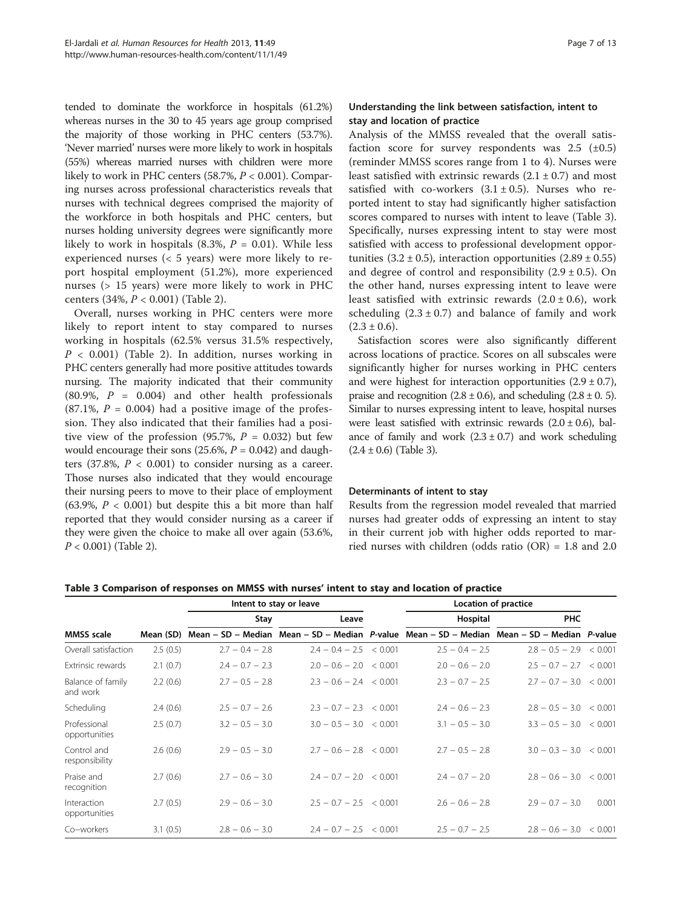tended to dominate the workforce in hospitals (61.2%) whereas nurses in the 30 to 45 years age group comprised the majority of those working in PHC centers (53.7%). 'Never married' nurses were more likely to work in hospitals (55%) whereas married nurses with children were more likely to work in PHC centers (58.7%, $P < 0.001$). Comparing nurses across professional characteristics reveals that nurses with technical degrees comprised the majority of the workforce in both hospitals and PHC centers, but nurses holding university degrees were significantly more likely to work in hospitals (8.3%, $P = 0.01$). While less experienced nurses (< 5 years) were more likely to report hospital employment (51.2%), more experienced nurses (> 15 years) were more likely to work in PHC centers (34%, $P < 0.001$) (Table 2).

Overall, nurses working in PHC centers were more likely to report intent to stay compared to nurses working in hospitals (62.5% versus 31.5% respectively, $P < 0.001$) (Table 2). In addition, nurses working in PHC centers generally had more positive attitudes towards nursing. The majority indicated that their community (80.9%, $P = 0.004$) and other health professionals (87.1%, $P = 0.004$) had a positive image of the profession. They also indicated that their families had a positive view of the profession (95.7%, $P = 0.032$) but few would encourage their sons (25.6%, $P = 0.042$) and daughters (37.8%, $P < 0.001$) to consider nursing as a career. Those nurses also indicated that they would encourage their nursing peers to move to their place of employment (63.9%, $P < 0.001$) but despite this a bit more than half reported that they would consider nursing as a career if they were given the choice to make all over again (53.6%, $P < 0.001$) (Table 2).

### Understanding the link between satisfaction, intent to stay and location of practice

Analysis of the MMSS revealed that the overall satisfaction score for survey respondents was 2.5 (±0.5) (reminder MMSS scores range from 1 to 4). Nurses were least satisfied with extrinsic rewards (2.1 ± 0.7) and most satisfied with co-workers (3.1 ± 0.5). Nurses who reported intent to stay had significantly higher satisfaction scores compared to nurses with intent to leave (Table 3). Specifically, nurses expressing intent to stay were most satisfied with access to professional development opportunities (3.2 ± 0.5), interaction opportunities (2.89 ± 0.55) and degree of control and responsibility (2.9 ± 0.5). On the other hand, nurses expressing intent to leave were least satisfied with extrinsic rewards (2.0 ± 0.6), work scheduling (2.3 ± 0.7) and balance of family and work (2.3 ± 0.6).

Satisfaction scores were also significantly different across locations of practice. Scores on all subscales were significantly higher for nurses working in PHC centers and were highest for interaction opportunities (2.9 ± 0.7), praise and recognition (2.8 ± 0.6), and scheduling (2.8 ± 0. 5). Similar to nurses expressing intent to leave, hospital nurses were least satisfied with extrinsic rewards (2.0 ± 0.6), balance of family and work (2.3 ± 0.7) and work scheduling (2.4 ± 0.6) (Table 3).

### Determinants of intent to stay

Results from the regression model revealed that married nurses had greater odds of expressing an intent to stay in their current job with higher odds reported to married nurses with children (odds ratio (OR) = 1.8 and 2.0

**Table 3 Comparison of responses on MMSS with nurses' intent to stay and location of practice**

| | | Intent to stay or leave | | | Location of practice | | |
|---|---|---|---|---|---|---|---|
| | | Stay | Leave | | Hospital | PHC | |
| MMSS scale | Mean (SD) | Mean – SD – Median | Mean – SD – Median | *P*-value | Mean – SD – Median | Mean – SD – Median | *P*-value |
| Overall satisfaction | 2.5 (0.5) | 2.7 – 0.4 – 2.8 | 2.4 – 0.4 – 2.5 | < 0.001 | 2.5 – 0.4 – 2.5 | 2.8 – 0.5 – 2.9 | < 0.001 |
| Extrinsic rewards | 2.1 (0.7) | 2.4 – 0.7 – 2.3 | 2.0 – 0.6 – 2.0 | < 0.001 | 2.0 – 0.6 – 2.0 | 2.5 – 0.7 – 2.7 | < 0.001 |
| Balance of family and work | 2.2 (0.6) | 2.7 – 0.5 – 2.8 | 2.3 – 0.6 – 2.4 | < 0.001 | 2.3 – 0.7 – 2.5 | 2.7 – 0.7 – 3.0 | < 0.001 |
| Scheduling | 2.4 (0.6) | 2.5 – 0.7 – 2.6 | 2.3 – 0.7 – 2.3 | < 0.001 | 2.4 – 0.6 – 2.3 | 2.8 – 0.5 – 3.0 | < 0.001 |
| Professional opportunities | 2.5 (0.7) | 3.2 – 0.5 – 3.0 | 3.0 – 0.5 – 3.0 | < 0.001 | 3.1 – 0.5 – 3.0 | 3.3 – 0.5 – 3.0 | < 0.001 |
| Control and responsibility | 2.6 (0.6) | 2.9 – 0.5 – 3.0 | 2.7 – 0.6 – 2.8 | < 0.001 | 2.7 – 0.5 – 2.8 | 3.0 – 0.3 – 3.0 | < 0.001 |
| Praise and recognition | 2.7 (0.6) | 2.7 – 0.6 – 3.0 | 2.4 – 0.7 – 2.0 | < 0.001 | 2.4 – 0.7 – 2.0 | 2.8 – 0.6 – 3.0 | < 0.001 |
| Interaction opportunities | 2.7 (0.5) | 2.9 – 0.6 – 3.0 | 2.5 – 0.7 – 2.5 | < 0.001 | 2.6 – 0.6 – 2.8 | 2.9 – 0.7 – 3.0 | 0.001 |
| Co–workers | 3.1 (0.5) | 2.8 – 0.6 – 3.0 | 2.4 – 0.7 – 2.5 | < 0.001 | 2.5 – 0.7 – 2.5 | 2.8 – 0.6 – 3.0 | < 0.001 |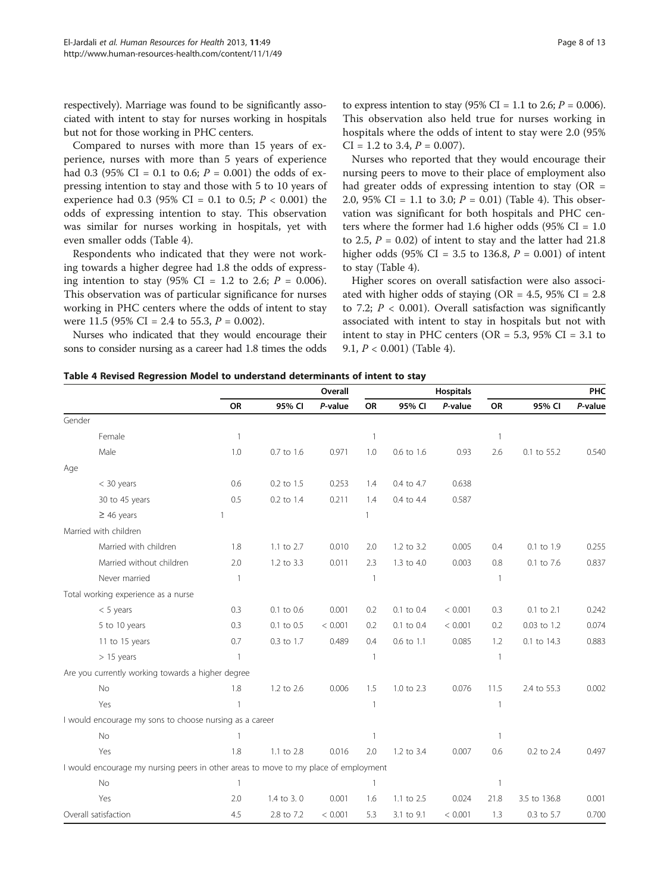respectively). Marriage was found to be significantly associated with intent to stay for nurses working in hospitals but not for those working in PHC centers.

Compared to nurses with more than 15 years of experience, nurses with more than 5 years of experience had 0.3 (95% CI = 0.1 to 0.6; $P = 0.001$) the odds of expressing intention to stay and those with 5 to 10 years of experience had 0.3 (95% CI = 0.1 to 0.5; $P < 0.001$) the odds of expressing intention to stay. This observation was similar for nurses working in hospitals, yet with even smaller odds (Table 4).

Respondents who indicated that they were not working towards a higher degree had 1.8 the odds of expressing intention to stay (95% CI = 1.2 to 2.6; $P = 0.006$). This observation was of particular significance for nurses working in PHC centers where the odds of intent to stay were 11.5 (95% CI = 2.4 to 55.3, $P = 0.002$).

Nurses who indicated that they would encourage their sons to consider nursing as a career had 1.8 times the odds to express intention to stay (95% CI = 1.1 to 2.6; $P = 0.006$). This observation also held true for nurses working in hospitals where the odds of intent to stay were 2.0 (95% CI = 1.2 to 3.4, $P = 0.007$).

Nurses who reported that they would encourage their nursing peers to move to their place of employment also had greater odds of expressing intention to stay (OR = 2.0, 95% CI = 1.1 to 3.0; $P = 0.01$) (Table 4). This observation was significant for both hospitals and PHC centers where the former had 1.6 higher odds (95% CI = 1.0 to 2.5, $P = 0.02$) of intent to stay and the latter had 21.8 higher odds (95% CI = 3.5 to 136.8, $P = 0.001$) of intent to stay (Table 4).

Higher scores on overall satisfaction were also associated with higher odds of staying (OR = 4.5, 95% CI = 2.8 to 7.2; $P < 0.001$). Overall satisfaction was significantly associated with intent to stay in hospitals but not with intent to stay in PHC centers (OR = 5.3, 95% CI = 3.1 to 9.1, $P < 0.001$) (Table 4).

**Table 4 Revised Regression Model to understand determinants of intent to stay**

| | Overall | | | Hospitals | | | PHC | | |
|---|---|---|---|---|---|---|---|---|---|
| | OR | 95% CI | *P*-value | OR | 95% CI | *P*-value | OR | 95% CI | *P*-value |
| **Gender** | | | | | | | | | |
| Female | 1 | | | 1 | | | 1 | | |
| Male | 1.0 | 0.7 to 1.6 | 0.971 | 1.0 | 0.6 to 1.6 | 0.93 | 2.6 | 0.1 to 55.2 | 0.540 |
| **Age** | | | | | | | | | |
| < 30 years | 0.6 | 0.2 to 1.5 | 0.253 | 1.4 | 0.4 to 4.7 | 0.638 | | | |
| 30 to 45 years | 0.5 | 0.2 to 1.4 | 0.211 | 1.4 | 0.4 to 4.4 | 0.587 | | | |
| ≥ 46 years | 1 | | | 1 | | | | | |
| **Married with children** | | | | | | | | | |
| Married with children | 1.8 | 1.1 to 2.7 | 0.010 | 2.0 | 1.2 to 3.2 | 0.005 | 0.4 | 0.1 to 1.9 | 0.255 |
| Married without children | 2.0 | 1.2 to 3.3 | 0.011 | 2.3 | 1.3 to 4.0 | 0.003 | 0.8 | 0.1 to 7.6 | 0.837 |
| Never married | 1 | | | 1 | | | 1 | | |
| **Total working experience as a nurse** | | | | | | | | | |
| < 5 years | 0.3 | 0.1 to 0.6 | 0.001 | 0.2 | 0.1 to 0.4 | < 0.001 | 0.3 | 0.1 to 2.1 | 0.242 |
| 5 to 10 years | 0.3 | 0.1 to 0.5 | < 0.001 | 0.2 | 0.1 to 0.4 | < 0.001 | 0.2 | 0.03 to 1.2 | 0.074 |
| 11 to 15 years | 0.7 | 0.3 to 1.7 | 0.489 | 0.4 | 0.6 to 1.1 | 0.085 | 1.2 | 0.1 to 14.3 | 0.883 |
| > 15 years | 1 | | | 1 | | | 1 | | |
| **Are you currently working towards a higher degree** | | | | | | | | | |
| No | 1.8 | 1.2 to 2.6 | 0.006 | 1.5 | 1.0 to 2.3 | 0.076 | 11.5 | 2.4 to 55.3 | 0.002 |
| Yes | 1 | | | 1 | | | 1 | | |
| **I would encourage my sons to choose nursing as a career** | | | | | | | | | |
| No | 1 | | | 1 | | | 1 | | |
| Yes | 1.8 | 1.1 to 2.8 | 0.016 | 2.0 | 1.2 to 3.4 | 0.007 | 0.6 | 0.2 to 2.4 | 0.497 |
| **I would encourage my nursing peers in other areas to move to my place of employment** | | | | | | | | | |
| No | 1 | | | 1 | | | 1 | | |
| Yes | 2.0 | 1.4 to 3. 0 | 0.001 | 1.6 | 1.1 to 2.5 | 0.024 | 21.8 | 3.5 to 136.8 | 0.001 |
| **Overall satisfaction** | 4.5 | 2.8 to 7.2 | < 0.001 | 5.3 | 3.1 to 9.1 | < 0.001 | 1.3 | 0.3 to 5.7 | 0.700 |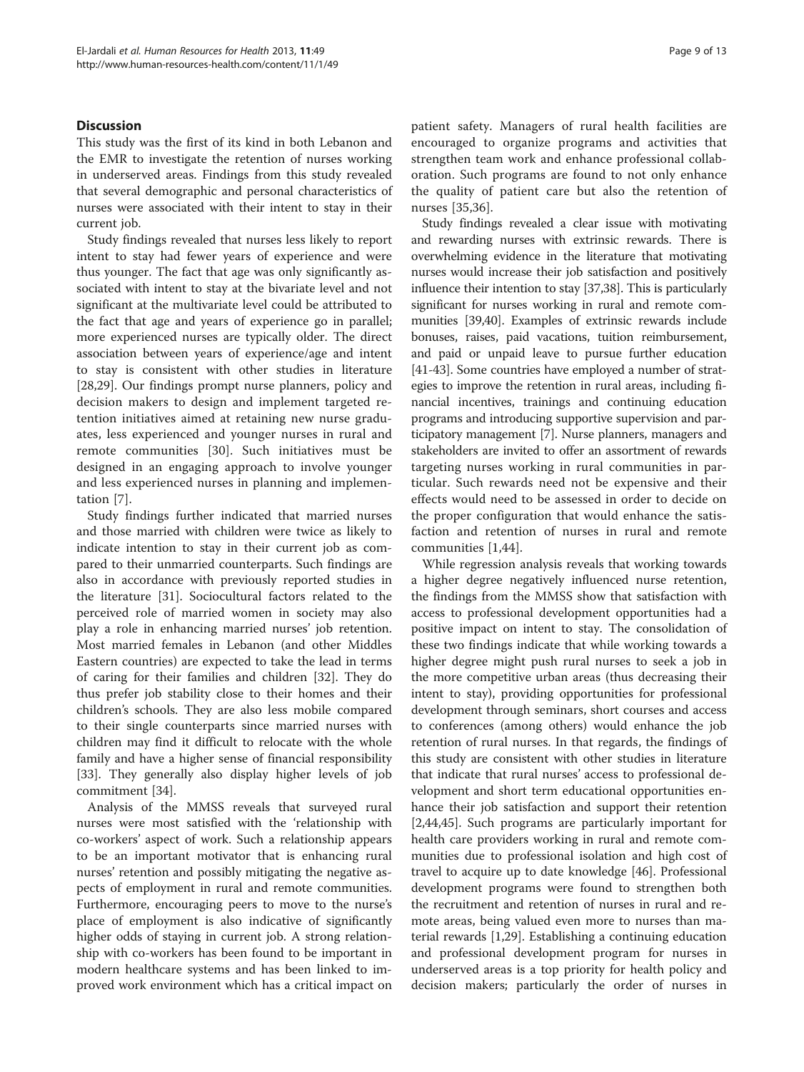## Discussion

This study was the first of its kind in both Lebanon and the EMR to investigate the retention of nurses working in underserved areas. Findings from this study revealed that several demographic and personal characteristics of nurses were associated with their intent to stay in their current job.

Study findings revealed that nurses less likely to report intent to stay had fewer years of experience and were thus younger. The fact that age was only significantly associated with intent to stay at the bivariate level and not significant at the multivariate level could be attributed to the fact that age and years of experience go in parallel; more experienced nurses are typically older. The direct association between years of experience/age and intent to stay is consistent with other studies in literature [28,29]. Our findings prompt nurse planners, policy and decision makers to design and implement targeted retention initiatives aimed at retaining new nurse graduates, less experienced and younger nurses in rural and remote communities [30]. Such initiatives must be designed in an engaging approach to involve younger and less experienced nurses in planning and implementation [7].

Study findings further indicated that married nurses and those married with children were twice as likely to indicate intention to stay in their current job as compared to their unmarried counterparts. Such findings are also in accordance with previously reported studies in the literature [31]. Sociocultural factors related to the perceived role of married women in society may also play a role in enhancing married nurses' job retention. Most married females in Lebanon (and other Middles Eastern countries) are expected to take the lead in terms of caring for their families and children [32]. They do thus prefer job stability close to their homes and their children's schools. They are also less mobile compared to their single counterparts since married nurses with children may find it difficult to relocate with the whole family and have a higher sense of financial responsibility [33]. They generally also display higher levels of job commitment [34].

Analysis of the MMSS reveals that surveyed rural nurses were most satisfied with the 'relationship with co-workers' aspect of work. Such a relationship appears to be an important motivator that is enhancing rural nurses' retention and possibly mitigating the negative aspects of employment in rural and remote communities. Furthermore, encouraging peers to move to the nurse's place of employment is also indicative of significantly higher odds of staying in current job. A strong relationship with co-workers has been found to be important in modern healthcare systems and has been linked to improved work environment which has a critical impact on patient safety. Managers of rural health facilities are encouraged to organize programs and activities that strengthen team work and enhance professional collaboration. Such programs are found to not only enhance the quality of patient care but also the retention of nurses [35,36].

Study findings revealed a clear issue with motivating and rewarding nurses with extrinsic rewards. There is overwhelming evidence in the literature that motivating nurses would increase their job satisfaction and positively influence their intention to stay [37,38]. This is particularly significant for nurses working in rural and remote communities [39,40]. Examples of extrinsic rewards include bonuses, raises, paid vacations, tuition reimbursement, and paid or unpaid leave to pursue further education [41-43]. Some countries have employed a number of strategies to improve the retention in rural areas, including financial incentives, trainings and continuing education programs and introducing supportive supervision and participatory management [7]. Nurse planners, managers and stakeholders are invited to offer an assortment of rewards targeting nurses working in rural communities in particular. Such rewards need not be expensive and their effects would need to be assessed in order to decide on the proper configuration that would enhance the satisfaction and retention of nurses in rural and remote communities [1,44].

While regression analysis reveals that working towards a higher degree negatively influenced nurse retention, the findings from the MMSS show that satisfaction with access to professional development opportunities had a positive impact on intent to stay. The consolidation of these two findings indicate that while working towards a higher degree might push rural nurses to seek a job in the more competitive urban areas (thus decreasing their intent to stay), providing opportunities for professional development through seminars, short courses and access to conferences (among others) would enhance the job retention of rural nurses. In that regards, the findings of this study are consistent with other studies in literature that indicate that rural nurses' access to professional development and short term educational opportunities enhance their job satisfaction and support their retention [2,44,45]. Such programs are particularly important for health care providers working in rural and remote communities due to professional isolation and high cost of travel to acquire up to date knowledge [46]. Professional development programs were found to strengthen both the recruitment and retention of nurses in rural and remote areas, being valued even more to nurses than material rewards [1,29]. Establishing a continuing education and professional development program for nurses in underserved areas is a top priority for health policy and decision makers; particularly the order of nurses in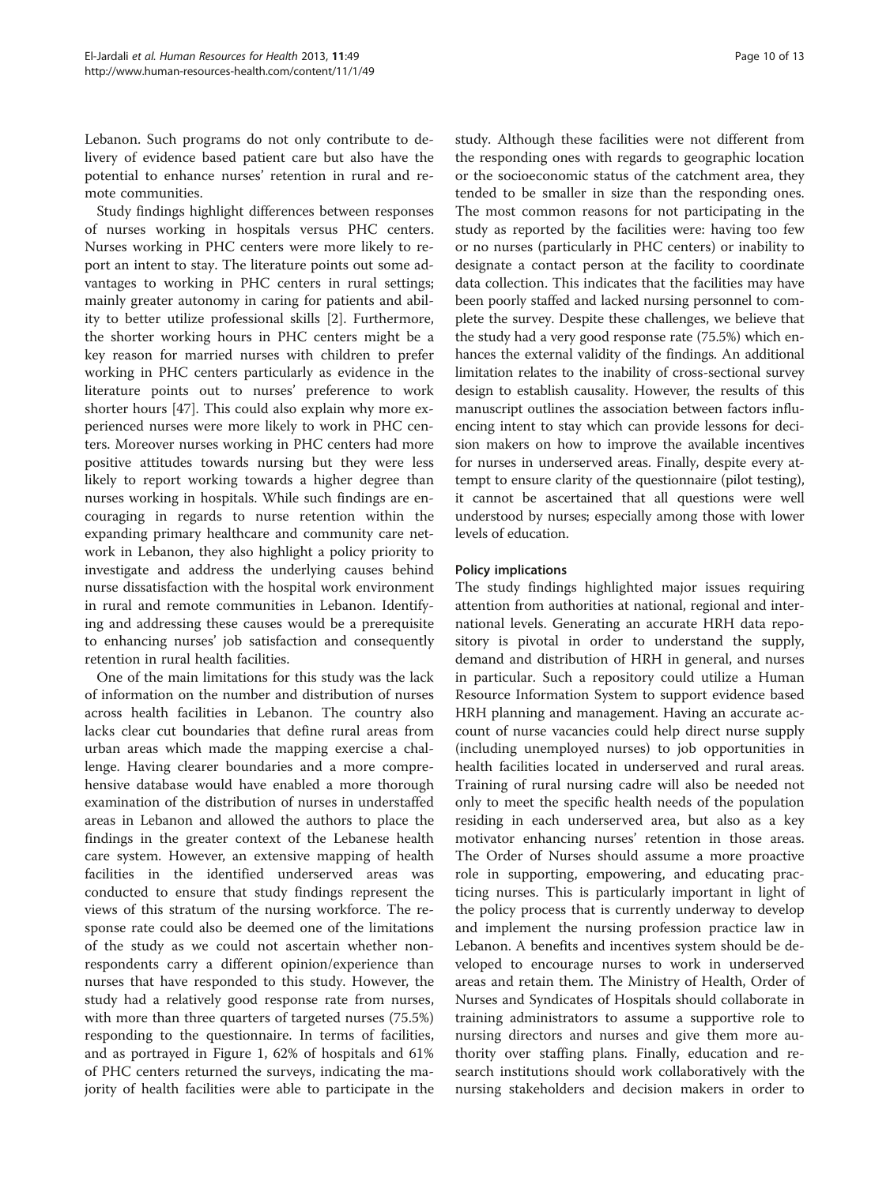Lebanon. Such programs do not only contribute to delivery of evidence based patient care but also have the potential to enhance nurses' retention in rural and remote communities.

Study findings highlight differences between responses of nurses working in hospitals versus PHC centers. Nurses working in PHC centers were more likely to report an intent to stay. The literature points out some advantages to working in PHC centers in rural settings; mainly greater autonomy in caring for patients and ability to better utilize professional skills [2]. Furthermore, the shorter working hours in PHC centers might be a key reason for married nurses with children to prefer working in PHC centers particularly as evidence in the literature points out to nurses' preference to work shorter hours [47]. This could also explain why more experienced nurses were more likely to work in PHC centers. Moreover nurses working in PHC centers had more positive attitudes towards nursing but they were less likely to report working towards a higher degree than nurses working in hospitals. While such findings are encouraging in regards to nurse retention within the expanding primary healthcare and community care network in Lebanon, they also highlight a policy priority to investigate and address the underlying causes behind nurse dissatisfaction with the hospital work environment in rural and remote communities in Lebanon. Identifying and addressing these causes would be a prerequisite to enhancing nurses' job satisfaction and consequently retention in rural health facilities.

One of the main limitations for this study was the lack of information on the number and distribution of nurses across health facilities in Lebanon. The country also lacks clear cut boundaries that define rural areas from urban areas which made the mapping exercise a challenge. Having clearer boundaries and a more comprehensive database would have enabled a more thorough examination of the distribution of nurses in understaffed areas in Lebanon and allowed the authors to place the findings in the greater context of the Lebanese health care system. However, an extensive mapping of health facilities in the identified underserved areas was conducted to ensure that study findings represent the views of this stratum of the nursing workforce. The response rate could also be deemed one of the limitations of the study as we could not ascertain whether non-respondents carry a different opinion/experience than nurses that have responded to this study. However, the study had a relatively good response rate from nurses, with more than three quarters of targeted nurses (75.5%) responding to the questionnaire. In terms of facilities, and as portrayed in Figure 1, 62% of hospitals and 61% of PHC centers returned the surveys, indicating the majority of health facilities were able to participate in the study. Although these facilities were not different from the responding ones with regards to geographic location or the socioeconomic status of the catchment area, they tended to be smaller in size than the responding ones. The most common reasons for not participating in the study as reported by the facilities were: having too few or no nurses (particularly in PHC centers) or inability to designate a contact person at the facility to coordinate data collection. This indicates that the facilities may have been poorly staffed and lacked nursing personnel to complete the survey. Despite these challenges, we believe that the study had a very good response rate (75.5%) which enhances the external validity of the findings. An additional limitation relates to the inability of cross-sectional survey design to establish causality. However, the results of this manuscript outlines the association between factors influencing intent to stay which can provide lessons for decision makers on how to improve the available incentives for nurses in underserved areas. Finally, despite every attempt to ensure clarity of the questionnaire (pilot testing), it cannot be ascertained that all questions were well understood by nurses; especially among those with lower levels of education.

### Policy implications

The study findings highlighted major issues requiring attention from authorities at national, regional and international levels. Generating an accurate HRH data repository is pivotal in order to understand the supply, demand and distribution of HRH in general, and nurses in particular. Such a repository could utilize a Human Resource Information System to support evidence based HRH planning and management. Having an accurate account of nurse vacancies could help direct nurse supply (including unemployed nurses) to job opportunities in health facilities located in underserved and rural areas. Training of rural nursing cadre will also be needed not only to meet the specific health needs of the population residing in each underserved area, but also as a key motivator enhancing nurses' retention in those areas. The Order of Nurses should assume a more proactive role in supporting, empowering, and educating practicing nurses. This is particularly important in light of the policy process that is currently underway to develop and implement the nursing profession practice law in Lebanon. A benefits and incentives system should be developed to encourage nurses to work in underserved areas and retain them. The Ministry of Health, Order of Nurses and Syndicates of Hospitals should collaborate in training administrators to assume a supportive role to nursing directors and nurses and give them more authority over staffing plans. Finally, education and research institutions should work collaboratively with the nursing stakeholders and decision makers in order to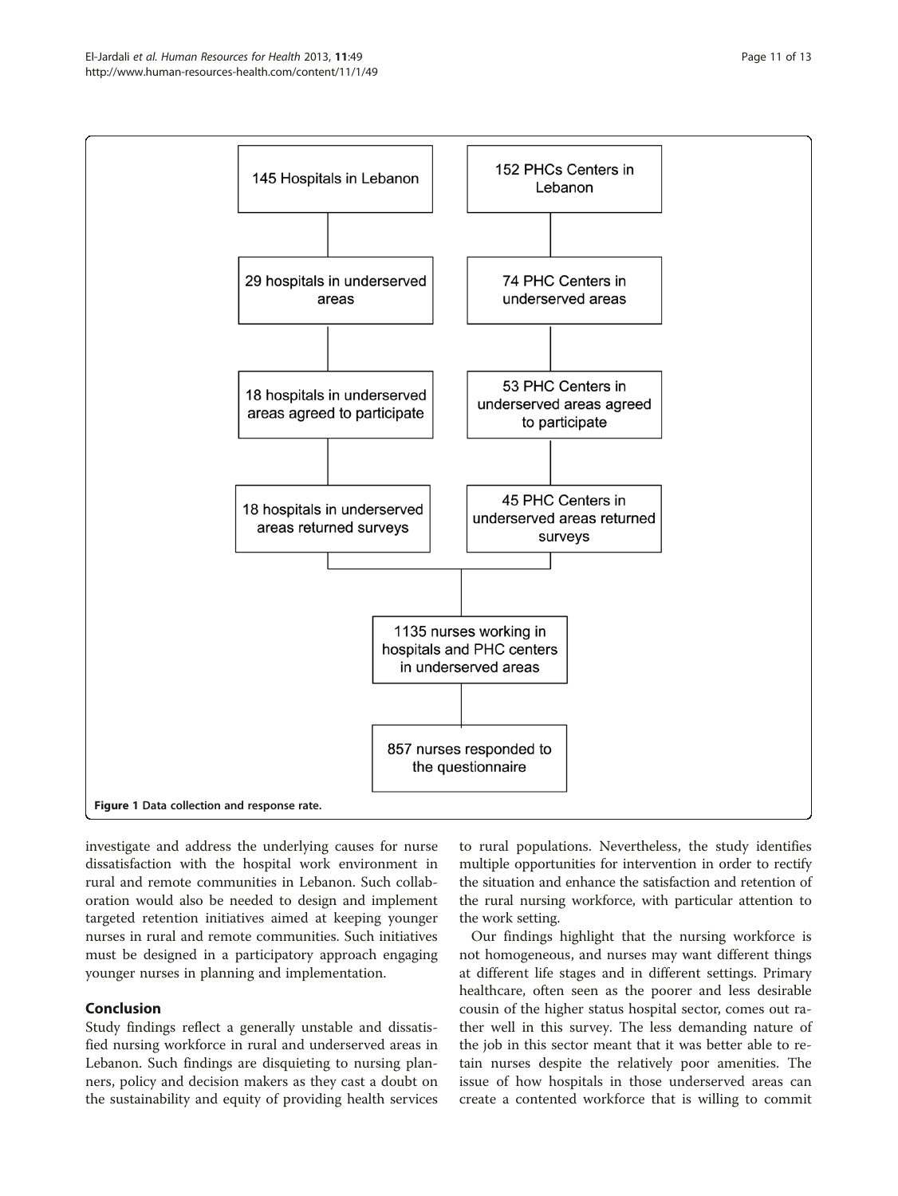145 Hospitals in Lebanon

29 hospitals in underserved areas

18 hospitals in underserved areas agreed to participate

18 hospitals in underserved areas returned surveys

152 PHCs Centers in Lebanon

74 PHC Centers in underserved areas

53 PHC Centers in underserved areas agreed to participate

45 PHC Centers in underserved areas returned surveys

1135 nurses working in hospitals and PHC centers in underserved areas

857 nurses responded to the questionnaire

**Figure 1** Data collection and response rate.

investigate and address the underlying causes for nurse dissatisfaction with the hospital work environment in rural and remote communities in Lebanon. Such collaboration would also be needed to design and implement targeted retention initiatives aimed at keeping younger nurses in rural and remote communities. Such initiatives must be designed in a participatory approach engaging younger nurses in planning and implementation.

## Conclusion

Study findings reflect a generally unstable and dissatisfied nursing workforce in rural and underserved areas in Lebanon. Such findings are disquieting to nursing planners, policy and decision makers as they cast a doubt on the sustainability and equity of providing health services to rural populations. Nevertheless, the study identifies multiple opportunities for intervention in order to rectify the situation and enhance the satisfaction and retention of the rural nursing workforce, with particular attention to the work setting.

Our findings highlight that the nursing workforce is not homogeneous, and nurses may want different things at different life stages and in different settings. Primary healthcare, often seen as the poorer and less desirable cousin of the higher status hospital sector, comes out rather well in this survey. The less demanding nature of the job in this sector meant that it was better able to retain nurses despite the relatively poor amenities. The issue of how hospitals in those underserved areas can create a contented workforce that is willing to commit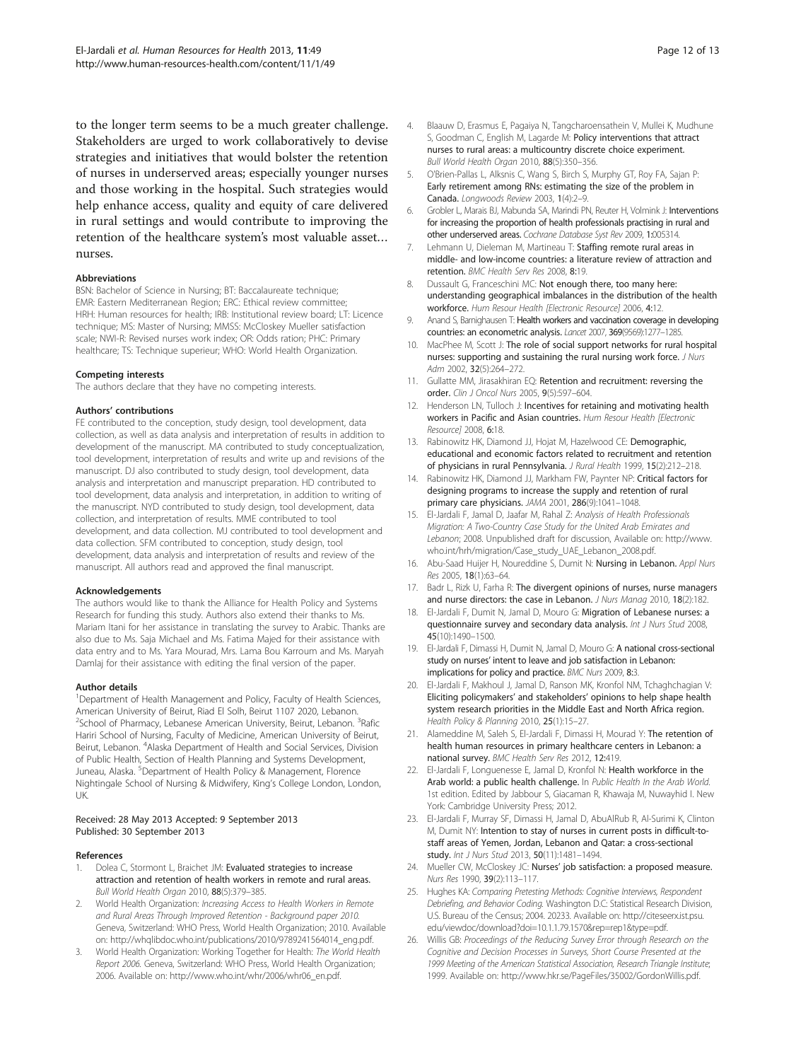to the longer term seems to be a much greater challenge. Stakeholders are urged to work collaboratively to devise strategies and initiatives that would bolster the retention of nurses in underserved areas; especially younger nurses and those working in the hospital. Such strategies would help enhance access, quality and equity of care delivered in rural settings and would contribute to improving the retention of the healthcare system's most valuable asset… nurses.

### Abbreviations

BSN: Bachelor of Science in Nursing; BT: Baccalaureate technique; EMR: Eastern Mediterranean Region; ERC: Ethical review committee; HRH: Human resources for health; IRB: Institutional review board; LT: Licence technique; MS: Master of Nursing; MMSS: McCloskey Mueller satisfaction scale; NWI-R: Revised nurses work index; OR: Odds ration; PHC: Primary healthcare; TS: Technique superieur; WHO: World Health Organization.

### Competing interests

The authors declare that they have no competing interests.

### Authors' contributions

FE contributed to the conception, study design, tool development, data collection, as well as data analysis and interpretation of results in addition to development of the manuscript. MA contributed to study conceptualization, tool development, interpretation of results and write up and revisions of the manuscript. DJ also contributed to study design, tool development, data analysis and interpretation and manuscript preparation. HD contributed to tool development, data analysis and interpretation, in addition to writing of the manuscript. NYD contributed to study design, tool development, data collection, and interpretation of results. MME contributed to tool development, and data collection. MJ contributed to tool development and data collection. SFM contributed to conception, study design, tool development, data analysis and interpretation of results and review of the manuscript. All authors read and approved the final manuscript.

### Acknowledgements

The authors would like to thank the Alliance for Health Policy and Systems Research for funding this study. Authors also extend their thanks to Ms. Mariam Itani for her assistance in translating the survey to Arabic. Thanks are also due to Ms. Saja Michael and Ms. Fatima Majed for their assistance with data entry and to Ms. Yara Mourad, Mrs. Lama Bou Karroum and Ms. Maryah Damlaj for their assistance with editing the final version of the paper.

### Author details

[1]Department of Health Management and Policy, Faculty of Health Sciences, American University of Beirut, Riad El Solh, Beirut 1107 2020, Lebanon. [2]School of Pharmacy, Lebanese American University, Beirut, Lebanon. [3]Rafic Hariri School of Nursing, Faculty of Medicine, American University of Beirut, Beirut, Lebanon. [4]Alaska Department of Health and Social Services, Division of Public Health, Section of Health Planning and Systems Development, Juneau, Alaska. [5]Department of Health Policy & Management, Florence Nightingale School of Nursing & Midwifery, King's College London, London, UK.

Received: 28 May 2013 Accepted: 9 September 2013
Published: 30 September 2013

### References

1. Dolea C, Stormont L, Braichet JM: **Evaluated strategies to increase attraction and retention of health workers in remote and rural areas.** *Bull World Health Organ* 2010, **88**(5):379–385.
2. World Health Organization: *Increasing Access to Health Workers in Remote and Rural Areas Through Improved Retention - Background paper 2010.* Geneva, Switzerland: WHO Press, World Health Organization; 2010. Available on: http://whqlibdoc.who.int/publications/2010/9789241564014_eng.pdf.
3. World Health Organization: Working Together for Health: *The World Health Report 2006.* Geneva, Switzerland: WHO Press, World Health Organization; 2006. Available on: http://www.who.int/whr/2006/whr06_en.pdf.
4. Blaauw D, Erasmus E, Pagaiya N, Tangcharoensathein V, Mullei K, Mudhune S, Goodman C, English M, Lagarde M: **Policy interventions that attract nurses to rural areas: a multicountry discrete choice experiment.** *Bull World Health Organ* 2010, **88**(5):350–356.
5. O'Brien-Pallas L, Alksnis C, Wang S, Birch S, Murphy GT, Roy FA, Sajan P: **Early retirement among RNs: estimating the size of the problem in Canada.** *Longwoods Review* 2003, **1**(4):2–9.
6. Grobler L, Marais BJ, Mabunda SA, Marindi PN, Reuter H, Volmink J: **Interventions for increasing the proportion of health professionals practising in rural and other underserved areas.** *Cochrane Database Syst Rev* 2009, **1**:005314.
7. Lehmann U, Dieleman M, Martineau T: **Staffing remote rural areas in middle- and low-income countries: a literature review of attraction and retention.** *BMC Health Serv Res* 2008, **8**:19.
8. Dussault G, Franceschini MC: **Not enough there, too many here: understanding geographical imbalances in the distribution of the health workforce.** *Hum Resour Health [Electronic Resource]* 2006, **4**:12.
9. Anand S, Barnighausen T: **Health workers and vaccination coverage in developing countries: an econometric analysis.** *Lancet* 2007, **369**(9569):1277–1285.
10. MacPhee M, Scott J: **The role of social support networks for rural hospital nurses: supporting and sustaining the rural nursing work force.** *J Nurs Adm* 2002, **32**(5):264–272.
11. Gullatte MM, Jirasakhiran EQ: **Retention and recruitment: reversing the order.** *Clin J Oncol Nurs* 2005, **9**(5):597–604.
12. Henderson LN, Tulloch J: **Incentives for retaining and motivating health workers in Pacific and Asian countries.** *Hum Resour Health [Electronic Resource]* 2008, **6**:18.
13. Rabinowitz HK, Diamond JJ, Hojat M, Hazelwood CE: **Demographic, educational and economic factors related to recruitment and retention of physicians in rural Pennsylvania.** *J Rural Health* 1999, **15**(2):212–218.
14. Rabinowitz HK, Diamond JJ, Markham FW, Paynter NP: **Critical factors for designing programs to increase the supply and retention of rural primary care physicians.** *JAMA* 2001, **286**(9):1041–1048.
15. El-Jardali F, Jamal D, Jaafar M, Rahal Z: *Analysis of Health Professionals Migration: A Two-Country Case Study for the United Arab Emirates and Lebanon*; 2008. Unpublished draft for discussion, Available on: http://www.who.int/hrh/migration/Case_study_UAE_Lebanon_2008.pdf.
16. Abu-Saad Huijer H, Noureddine S, Dumit N: **Nursing in Lebanon.** *Appl Nurs Res* 2005, **18**(1):63–64.
17. Badr L, Rizk U, Farha R: **The divergent opinions of nurses, nurse managers and nurse directors: the case in Lebanon.** *J Nurs Manag* 2010, **18**(2):182.
18. El-Jardali F, Dumit N, Jamal D, Mouro G: **Migration of Lebanese nurses: a questionnaire survey and secondary data analysis.** *Int J Nurs Stud* 2008, **45**(10):1490–1500.
19. El-Jardali F, Dimassi H, Dumit N, Jamal D, Mouro G: **A national cross-sectional study on nurses' intent to leave and job satisfaction in Lebanon: implications for policy and practice.** *BMC Nurs* 2009, **8**:3.
20. El-Jardali F, Makhoul J, Jamal D, Ranson MK, Kronfol NM, Tchaghchagian V: **Eliciting policymakers' and stakeholders' opinions to help shape health system research priorities in the Middle East and North Africa region.** *Health Policy & Planning* 2010, **25**(1):15–27.
21. Alameddine M, Saleh S, El-Jardali F, Dimassi H, Mourad Y: **The retention of health human resources in primary healthcare centers in Lebanon: a national survey.** *BMC Health Serv Res* 2012, **12**:419.
22. El-Jardali F, Longuenesse E, Jamal D, Kronfol N: **Health workforce in the Arab world: a public health challenge.** In *Public Health In the Arab World.* 1st edition. Edited by Jabbour S, Giacaman R, Khawaja M, Nuwayhid I. New York: Cambridge University Press; 2012.
23. El-Jardali F, Murray SF, Dimassi H, Jamal D, AbuAlRub R, Al-Surimi K, Clinton M, Dumit NY: **Intention to stay of nurses in current posts in difficult-to-staff areas of Yemen, Jordan, Lebanon and Qatar: a cross-sectional study.** *Int J Nurs Stud* 2013, **50**(11):1481–1494.
24. Mueller CW, McCloskey JC: **Nurses' job satisfaction: a proposed measure.** *Nurs Res* 1990, **39**(2):113–117.
25. Hughes KA: *Comparing Pretesting Methods: Cognitive Interviews, Respondent Debriefing, and Behavior Coding.* Washington D.C: Statistical Research Division, U.S. Bureau of the Census; 2004. 20233. Available on: http://citeseerx.ist.psu.edu/viewdoc/download?doi=10.1.1.79.1570&rep=rep1&type=pdf.
26. Willis GB: *Proceedings of the Reducing Survey Error through Research on the Cognitive and Decision Processes in Surveys, Short Course Presented at the 1999 Meeting of the American Statistical Association, Research Triangle Institute*; 1999. Available on: http://www.hkr.se/PageFiles/35002/GordonWillis.pdf.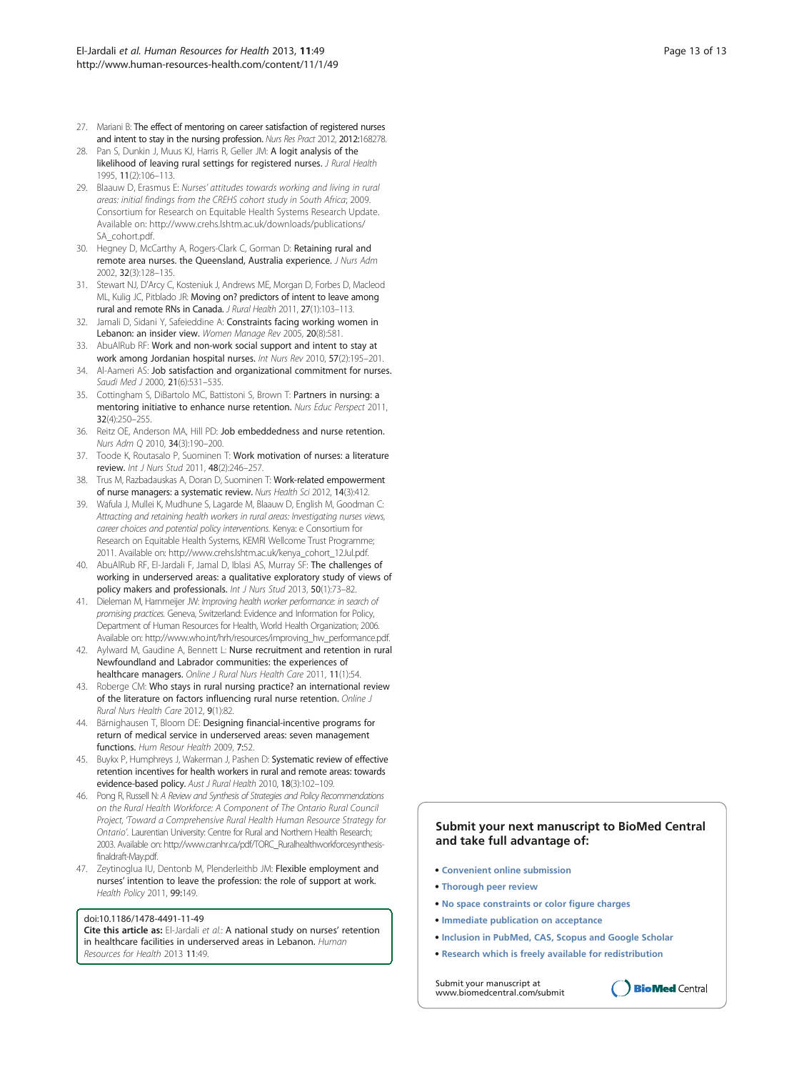27. Mariani B: **The effect of mentoring on career satisfaction of registered nurses and intent to stay in the nursing profession.** *Nurs Res Pract* 2012, **2012:**168278.
28. Pan S, Dunkin J, Muus KJ, Harris R, Geller JM: **A logit analysis of the likelihood of leaving rural settings for registered nurses.** *J Rural Health* 1995, **11**(2):106–113.
29. Blaauw D, Erasmus E: *Nurses' attitudes towards working and living in rural areas: initial findings from the CREHS cohort study in South Africa*; 2009. Consortium for Research on Equitable Health Systems Research Update. Available on: http://www.crehs.lshtm.ac.uk/downloads/publications/SA_cohort.pdf.
30. Hegney D, McCarthy A, Rogers-Clark C, Gorman D: **Retaining rural and remote area nurses. the Queensland, Australia experience.** *J Nurs Adm* 2002, **32**(3):128–135.
31. Stewart NJ, D'Arcy C, Kosteniuk J, Andrews ME, Morgan D, Forbes D, Macleod ML, Kulig JC, Pitblado JR: **Moving on? predictors of intent to leave among rural and remote RNs in Canada.** *J Rural Health* 2011, **27**(1):103–113.
32. Jamali D, Sidani Y, Safeieddine A: **Constraints facing working women in Lebanon: an insider view.** *Women Manage Rev* 2005, **20**(8):581.
33. AbuAlRub RF: **Work and non-work social support and intent to stay at work among Jordanian hospital nurses.** *Int Nurs Rev* 2010, **57**(2):195–201.
34. Al-Aameri AS: **Job satisfaction and organizational commitment for nurses.** *Saudi Med J* 2000, **21**(6):531–535.
35. Cottingham S, DiBartolo MC, Battistoni S, Brown T: **Partners in nursing: a mentoring initiative to enhance nurse retention.** *Nurs Educ Perspect* 2011, **32**(4):250–255.
36. Reitz OE, Anderson MA, Hill PD: **Job embeddedness and nurse retention.** *Nurs Adm Q* 2010, **34**(3):190–200.
37. Toode K, Routasalo P, Suominen T: **Work motivation of nurses: a literature review.** *Int J Nurs Stud* 2011, **48**(2):246–257.
38. Trus M, Razbadauskas A, Doran D, Suominen T: **Work-related empowerment of nurse managers: a systematic review.** *Nurs Health Sci* 2012, **14**(3):412.
39. Wafula J, Mullei K, Mudhune S, Lagarde M, Blaauw D, English M, Goodman C: *Attracting and retaining health workers in rural areas: Investigating nurses views, career choices and potential policy interventions.* Kenya: e Consortium for Research on Equitable Health Systems, KEMRI Wellcome Trust Programme; 2011. Available on: http://www.crehs.lshtm.ac.uk/kenya_cohort_12Jul.pdf.
40. AbuAlRub RF, El-Jardali F, Jamal D, Iblasi AS, Murray SF: **The challenges of working in underserved areas: a qualitative exploratory study of views of policy makers and professionals.** *Int J Nurs Stud* 2013, **50**(1):73–82.
41. Dieleman M, Harnmeijer JW: *Improving health worker performance: in search of promising practices.* Geneva, Switzerland: Evidence and Information for Policy, Department of Human Resources for Health, World Health Organization; 2006. Available on: http://www.who.int/hrh/resources/improving_hw_performance.pdf.
42. Aylward M, Gaudine A, Bennett L: **Nurse recruitment and retention in rural Newfoundland and Labrador communities: the experiences of healthcare managers.** *Online J Rural Nurs Health Care* 2011, **11**(1):54.
43. Roberge CM: **Who stays in rural nursing practice? an international review of the literature on factors influencing rural nurse retention.** *Online J Rural Nurs Health Care* 2012, **9**(1):82.
44. Bärnighausen T, Bloom DE: **Designing financial-incentive programs for return of medical service in underserved areas: seven management functions.** *Hum Resour Health* 2009, **7:**52.
45. Buykx P, Humphreys J, Wakerman J, Pashen D: **Systematic review of effective retention incentives for health workers in rural and remote areas: towards evidence-based policy.** *Aust J Rural Health* 2010, **18**(3):102–109.
46. Pong R, Russell N: *A Review and Synthesis of Strategies and Policy Recommendations on the Rural Health Workforce: A Component of The Ontario Rural Council Project, 'Toward a Comprehensive Rural Health Human Resource Strategy for Ontario'.* Laurentian University: Centre for Rural and Northern Health Research; 2003. Available on: http://www.cranhr.ca/pdf/TORC_Ruralhealthworkforcesynthesis-finaldraft-May.pdf.
47. Zeytinoglua IU, Dentonb M, Plenderleithb JM: **Flexible employment and nurses' intention to leave the profession: the role of support at work.** *Health Policy* 2011, **99:**149.

doi:10.1186/1478-4491-11-49

**Cite this article as:** El-Jardali *et al.*: A national study on nurses' retention in healthcare facilities in underserved areas in Lebanon. *Human Resources for Health* 2013 **11**:49.

**Submit your next manuscript to BioMed Central and take full advantage of:**

- **Convenient online submission**
- **Thorough peer review**
- **No space constraints or color figure charges**
- **Immediate publication on acceptance**
- **Inclusion in PubMed, CAS, Scopus and Google Scholar**
- **Research which is freely available for redistribution**

Submit your manuscript at www.biomedcentral.com/submit

BioMed Central